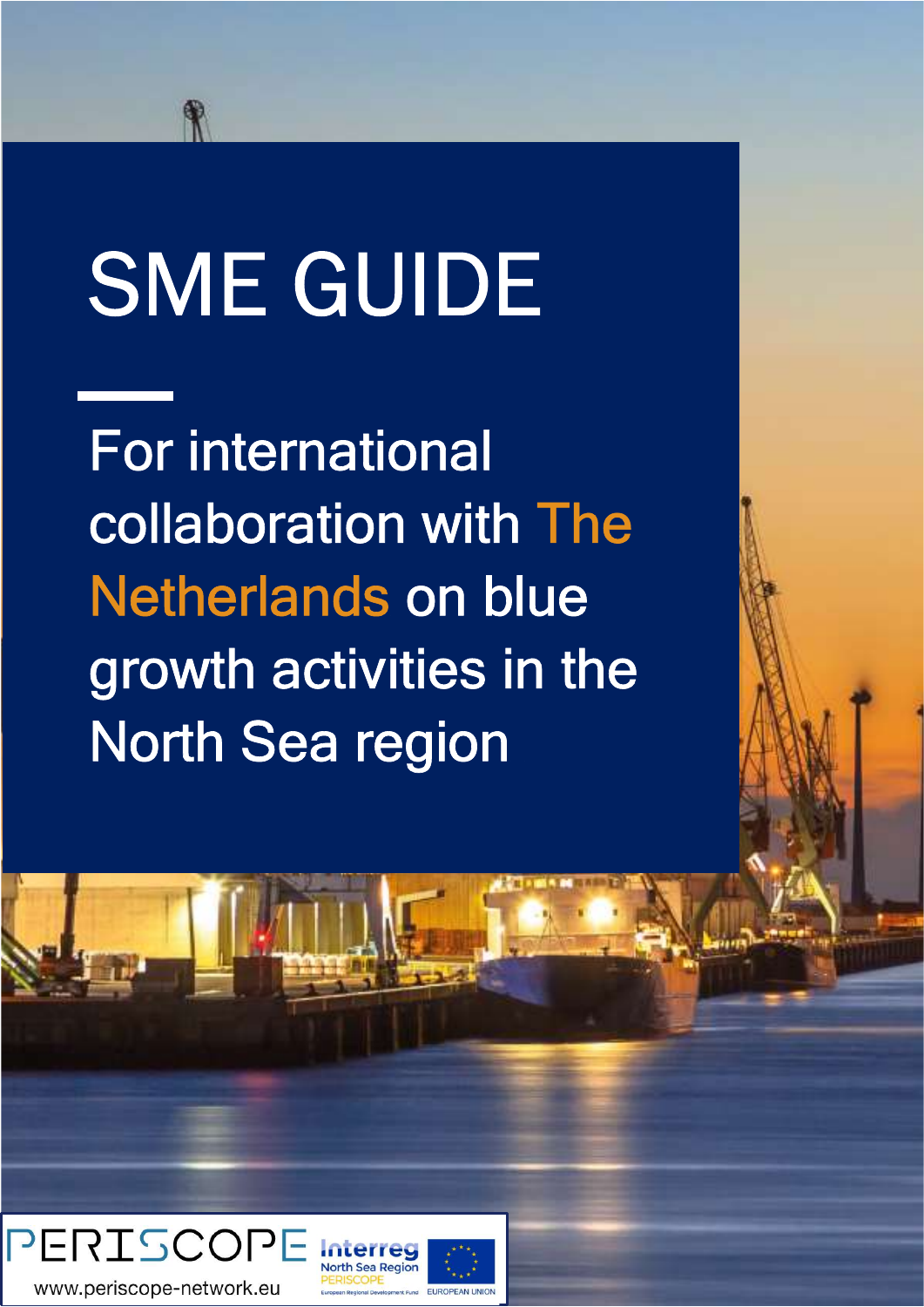# SME GUIDE

For international collaboration with The Netherlands on blue growth activities in the North Sea region

PERISCOPE

www.periscope-network.eu

Interreg North Sea Region PERISCOPE

European Regional Development Fund

EUROPEAN UNION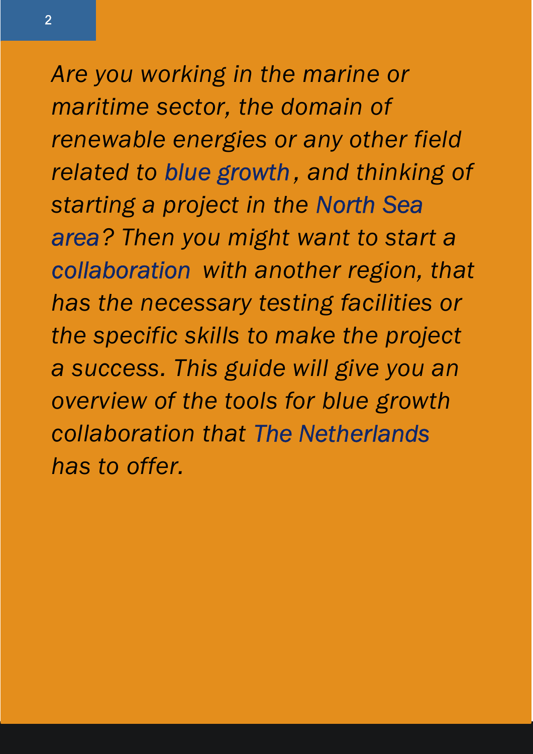*Are you working in the marine or maritime sector, the domain of renewable energies or any other field related to blue growth, and thinking of starting a project in the North Sea area? Then you might want to start a collaboration with another region, that has the necessary testing facilities or the specific skills to make the project a success. This guide will give you an overview of the tools for blue growth collaboration that The Netherlands has to offer.*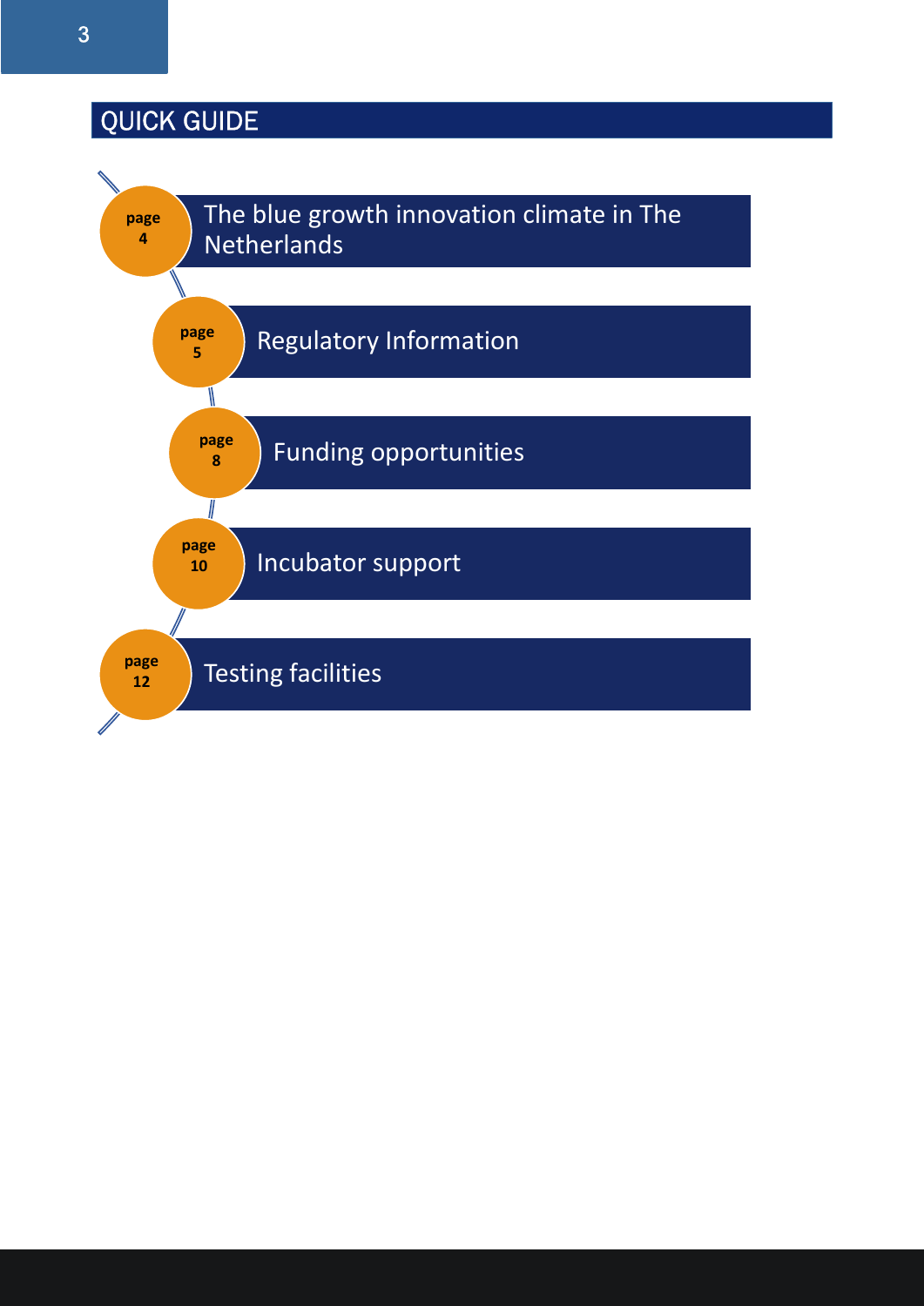## QUICK GUIDE

- **page 4** — The blue growth innovation climate in The Netherlands
- **page 5** — Regulatory Information
- **page 8** — Funding opportunities
- **page 10** — Incubator support
- **page 12** — Testing facilities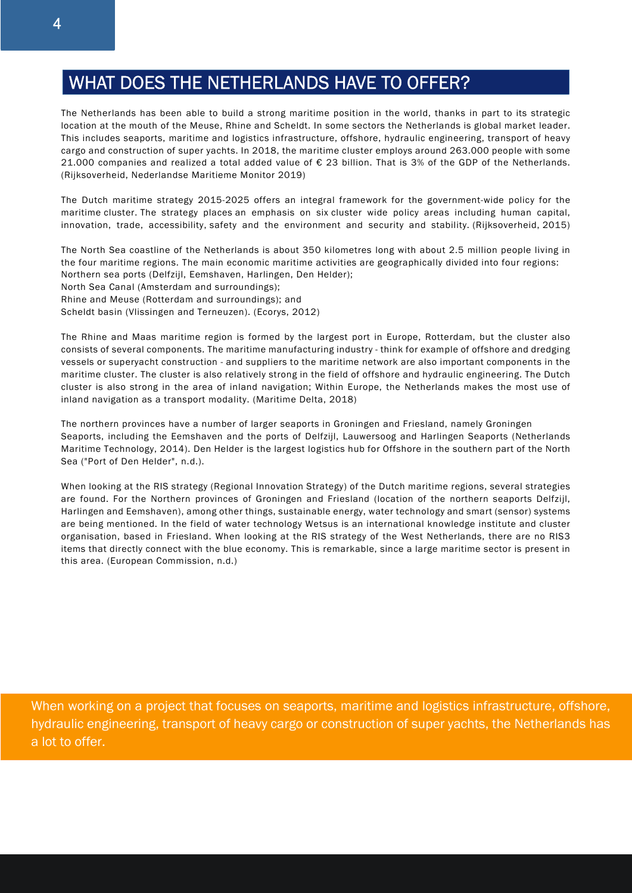# WHAT DOES THE NETHERLANDS HAVE TO OFFER?

The Netherlands has been able to build a strong maritime position in the world, thanks in part to its strategic location at the mouth of the Meuse, Rhine and Scheldt. In some sectors the Netherlands is global market leader. This includes seaports, maritime and logistics infrastructure, offshore, hydraulic engineering, transport of heavy cargo and construction of super yachts. In 2018, the maritime cluster employs around 263.000 people with some 21.000 companies and realized a total added value of € 23 billion. That is 3% of the GDP of the Netherlands. (Rijksoverheid, Nederlandse Maritieme Monitor 2019)

The Dutch maritime strategy 2015-2025 offers an integral framework for the government-wide policy for the maritime cluster. The strategy places an emphasis on six cluster wide policy areas including human capital, innovation, trade, accessibility, safety and the environment and security and stability. (Rijksoverheid, 2015)

The North Sea coastline of the Netherlands is about 350 kilometres long with about 2.5 million people living in the four maritime regions. The main economic maritime activities are geographically divided into four regions:
Northern sea ports (Delfzijl, Eemshaven, Harlingen, Den Helder);
North Sea Canal (Amsterdam and surroundings);
Rhine and Meuse (Rotterdam and surroundings); and
Scheldt basin (Vlissingen and Terneuzen). (Ecorys, 2012)

The Rhine and Maas maritime region is formed by the largest port in Europe, Rotterdam, but the cluster also consists of several components. The maritime manufacturing industry - think for example of offshore and dredging vessels or superyacht construction - and suppliers to the maritime network are also important components in the maritime cluster. The cluster is also relatively strong in the field of offshore and hydraulic engineering. The Dutch cluster is also strong in the area of inland navigation; Within Europe, the Netherlands makes the most use of inland navigation as a transport modality. (Maritime Delta, 2018)

The northern provinces have a number of larger seaports in Groningen and Friesland, namely Groningen Seaports, including the Eemshaven and the ports of Delfzijl, Lauwersoog and Harlingen Seaports (Netherlands Maritime Technology, 2014). Den Helder is the largest logistics hub for Offshore in the southern part of the North Sea ("Port of Den Helder", n.d.).

When looking at the RIS strategy (Regional Innovation Strategy) of the Dutch maritime regions, several strategies are found. For the Northern provinces of Groningen and Friesland (location of the northern seaports Delfzijl, Harlingen and Eemshaven), among other things, sustainable energy, water technology and smart (sensor) systems are being mentioned. In the field of water technology Wetsus is an international knowledge institute and cluster organisation, based in Friesland. When looking at the RIS strategy of the West Netherlands, there are no RIS3 items that directly connect with the blue economy. This is remarkable, since a large maritime sector is present in this area. (European Commission, n.d.)

When working on a project that focuses on seaports, maritime and logistics infrastructure, offshore, hydraulic engineering, transport of heavy cargo or construction of super yachts, the Netherlands has a lot to offer.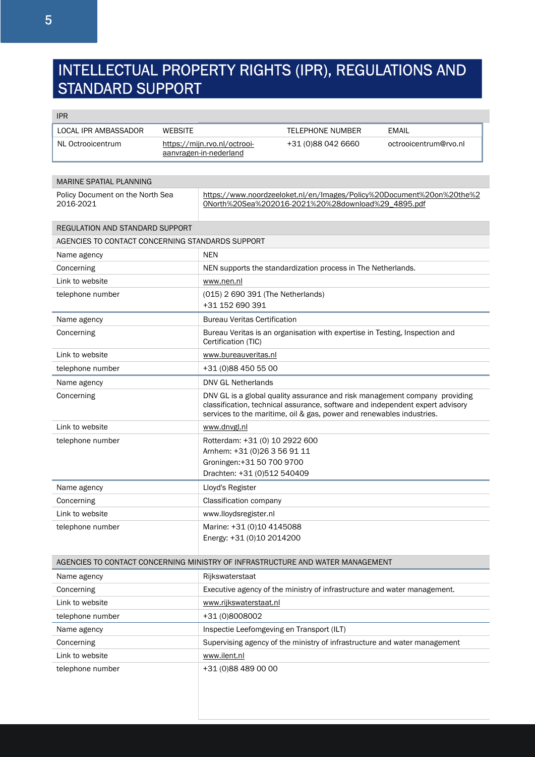# INTELLECTUAL PROPERTY RIGHTS (IPR), REGULATIONS AND STANDARD SUPPORT

**IPR**

| LOCAL IPR AMBASSADOR | WEBSITE | TELEPHONE NUMBER | EMAIL |
|---|---|---|---|
| NL Octrooicentrum | https://mijn.rvo.nl/octrooi-aanvragen-in-nederland | +31 (0)88 042 6660 | octrooicentrum@rvo.nl |

**MARINE SPATIAL PLANNING**

| | |
|---|---|
| Policy Document on the North Sea 2016-2021 | https://www.noordzeeloket.nl/en/Images/Policy%20Document%20on%20the%20North%20Sea%202016-2021%20%28download%29_4895.pdf |

**REGULATION AND STANDARD SUPPORT**

**AGENCIES TO CONTACT CONCERNING STANDARDS SUPPORT**

| | |
|---|---|
| Name agency | NEN |
| Concerning | NEN supports the standardization process in The Netherlands. |
| Link to website | www.nen.nl |
| telephone number | (015) 2 690 391 (The Netherlands)<br>+31 152 690 391 |
| Name agency | Bureau Veritas Certification |
| Concerning | Bureau Veritas is an organisation with expertise in Testing, Inspection and Certification (TIC) |
| Link to website | www.bureauveritas.nl |
| telephone number | +31 (0)88 450 55 00 |
| Name agency | DNV GL Netherlands |
| Concerning | DNV GL is a global quality assurance and risk management company providing classification, technical assurance, software and independent expert advisory services to the maritime, oil & gas, power and renewables industries. |
| Link to website | www.dnvgl.nl |
| telephone number | Rotterdam: +31 (0) 10 2922 600<br>Arnhem: +31 (0)26 3 56 91 11<br>Groningen:+31 50 700 9700<br>Drachten: +31 (0)512 540409 |
| Name agency | Lloyd's Register |
| Concerning | Classification company |
| Link to website | www.lloydsregister.nl |
| telephone number | Marine: +31 (0)10 4145088<br>Energy: +31 (0)10 2014200 |

**AGENCIES TO CONTACT CONCERNING MINISTRY OF INFRASTRUCTURE AND WATER MANAGEMENT**

| | |
|---|---|
| Name agency | Rijkswaterstaat |
| Concerning | Executive agency of the ministry of infrastructure and water management. |
| Link to website | www.rijkswaterstaat.nl |
| telephone number | +31 (0)8008002 |
| Name agency | Inspectie Leefomgeving en Transport (ILT) |
| Concerning | Supervising agency of the ministry of infrastructure and water management |
| Link to website | www.ilent.nl |
| telephone number | +31 (0)88 489 00 00 |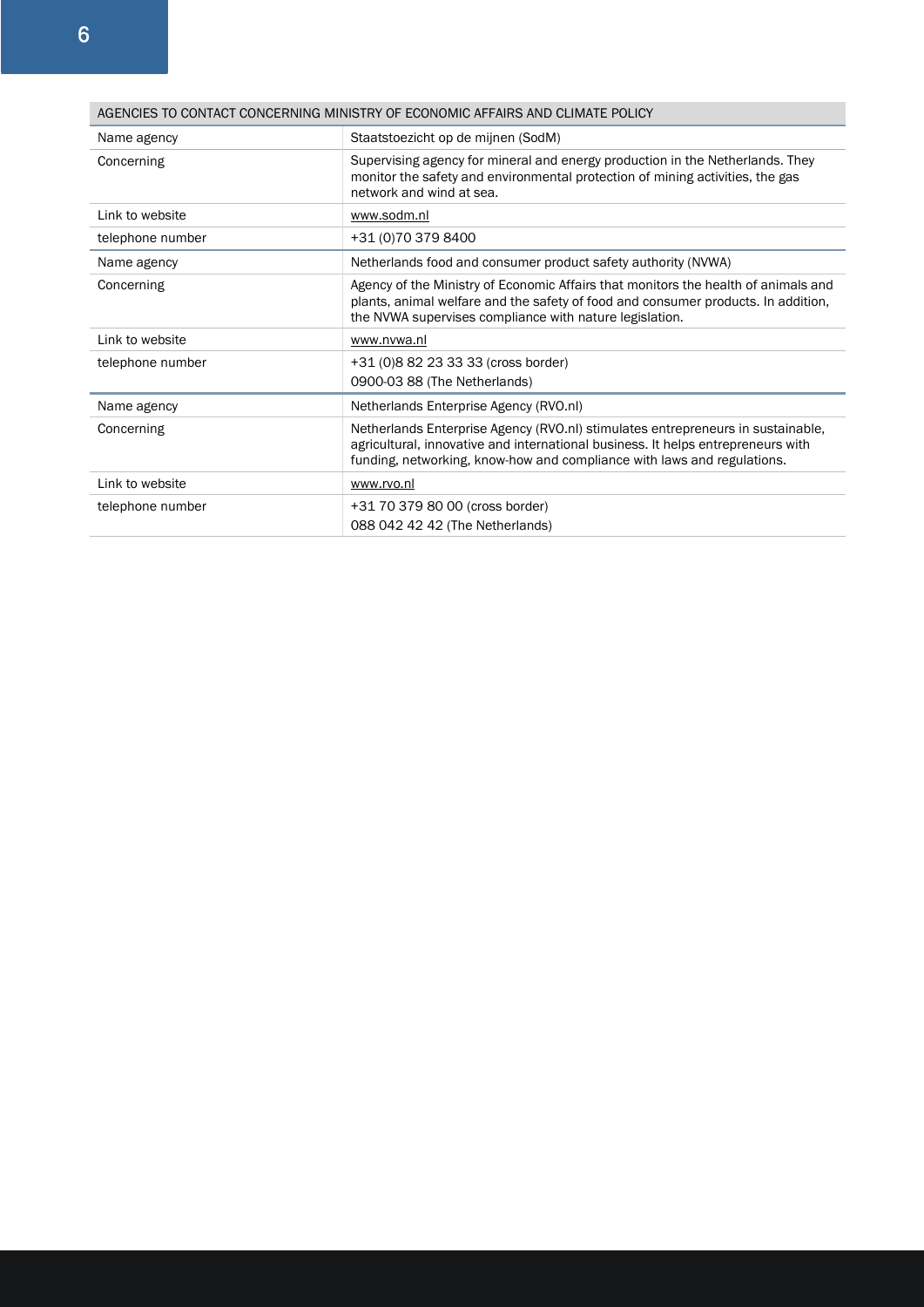| AGENCIES TO CONTACT CONCERNING MINISTRY OF ECONOMIC AFFAIRS AND CLIMATE POLICY | |
|---|---|
| Name agency | Staatstoezicht op de mijnen (SodM) |
| Concerning | Supervising agency for mineral and energy production in the Netherlands. They monitor the safety and environmental protection of mining activities, the gas network and wind at sea. |
| Link to website | www.sodm.nl |
| telephone number | +31 (0)70 379 8400 |
| Name agency | Netherlands food and consumer product safety authority (NVWA) |
| Concerning | Agency of the Ministry of Economic Affairs that monitors the health of animals and plants, animal welfare and the safety of food and consumer products. In addition, the NVWA supervises compliance with nature legislation. |
| Link to website | www.nvwa.nl |
| telephone number | +31 (0)8 82 23 33 33 (cross border)<br>0900-03 88 (The Netherlands) |
| Name agency | Netherlands Enterprise Agency (RVO.nl) |
| Concerning | Netherlands Enterprise Agency (RVO.nl) stimulates entrepreneurs in sustainable, agricultural, innovative and international business. It helps entrepreneurs with funding, networking, know-how and compliance with laws and regulations. |
| Link to website | www.rvo.nl |
| telephone number | +31 70 379 80 00 (cross border)<br>088 042 42 42 (The Netherlands) |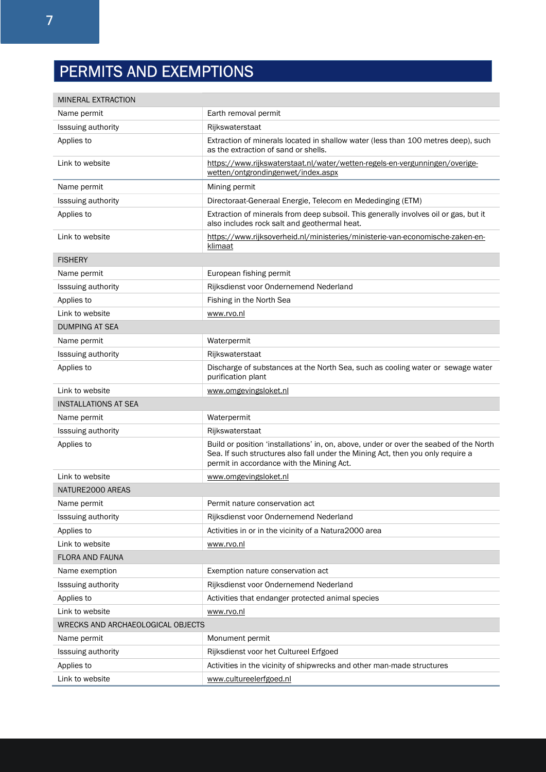# PERMITS AND EXEMPTIONS

| | |
|---|---|
| MINERAL EXTRACTION | |
| Name permit | Earth removal permit |
| Isssuing authority | Rijkswaterstaat |
| Applies to | Extraction of minerals located in shallow water (less than 100 metres deep), such as the extraction of sand or shells. |
| Link to website | https://www.rijkswaterstaat.nl/water/wetten-regels-en-vergunningen/overige-wetten/ontgrondingenwet/index.aspx |
| Name permit | Mining permit |
| Isssuing authority | Directoraat-Generaal Energie, Telecom en Mededinging (ETM) |
| Applies to | Extraction of minerals from deep subsoil. This generally involves oil or gas, but it also includes rock salt and geothermal heat. |
| Link to website | https://www.rijksoverheid.nl/ministeries/ministerie-van-economische-zaken-en-klimaat |
| FISHERY | |
| Name permit | European fishing permit |
| Isssuing authority | Rijksdienst voor Ondernemend Nederland |
| Applies to | Fishing in the North Sea |
| Link to website | www.rvo.nl |
| DUMPING AT SEA | |
| Name permit | Waterpermit |
| Isssuing authority | Rijkswaterstaat |
| Applies to | Discharge of substances at the North Sea, such as cooling water or sewage water purification plant |
| Link to website | www.omgevingsloket.nl |
| INSTALLATIONS AT SEA | |
| Name permit | Waterpermit |
| Isssuing authority | Rijkswaterstaat |
| Applies to | Build or position 'installations' in, on, above, under or over the seabed of the North Sea. If such structures also fall under the Mining Act, then you only require a permit in accordance with the Mining Act. |
| Link to website | www.omgevingsloket.nl |
| NATURE2000 AREAS | |
| Name permit | Permit nature conservation act |
| Isssuing authority | Rijksdienst voor Ondernemend Nederland |
| Applies to | Activities in or in the vicinity of a Natura2000 area |
| Link to website | www.rvo.nl |
| FLORA AND FAUNA | |
| Name exemption | Exemption nature conservation act |
| Isssuing authority | Rijksdienst voor Ondernemend Nederland |
| Applies to | Activities that endanger protected animal species |
| Link to website | www.rvo.nl |
| WRECKS AND ARCHAEOLOGICAL OBJECTS | |
| Name permit | Monument permit |
| Isssuing authority | Rijksdienst voor het Cultureel Erfgoed |
| Applies to | Activities in the vicinity of shipwrecks and other man-made structures |
| Link to website | www.cultureelerfgoed.nl |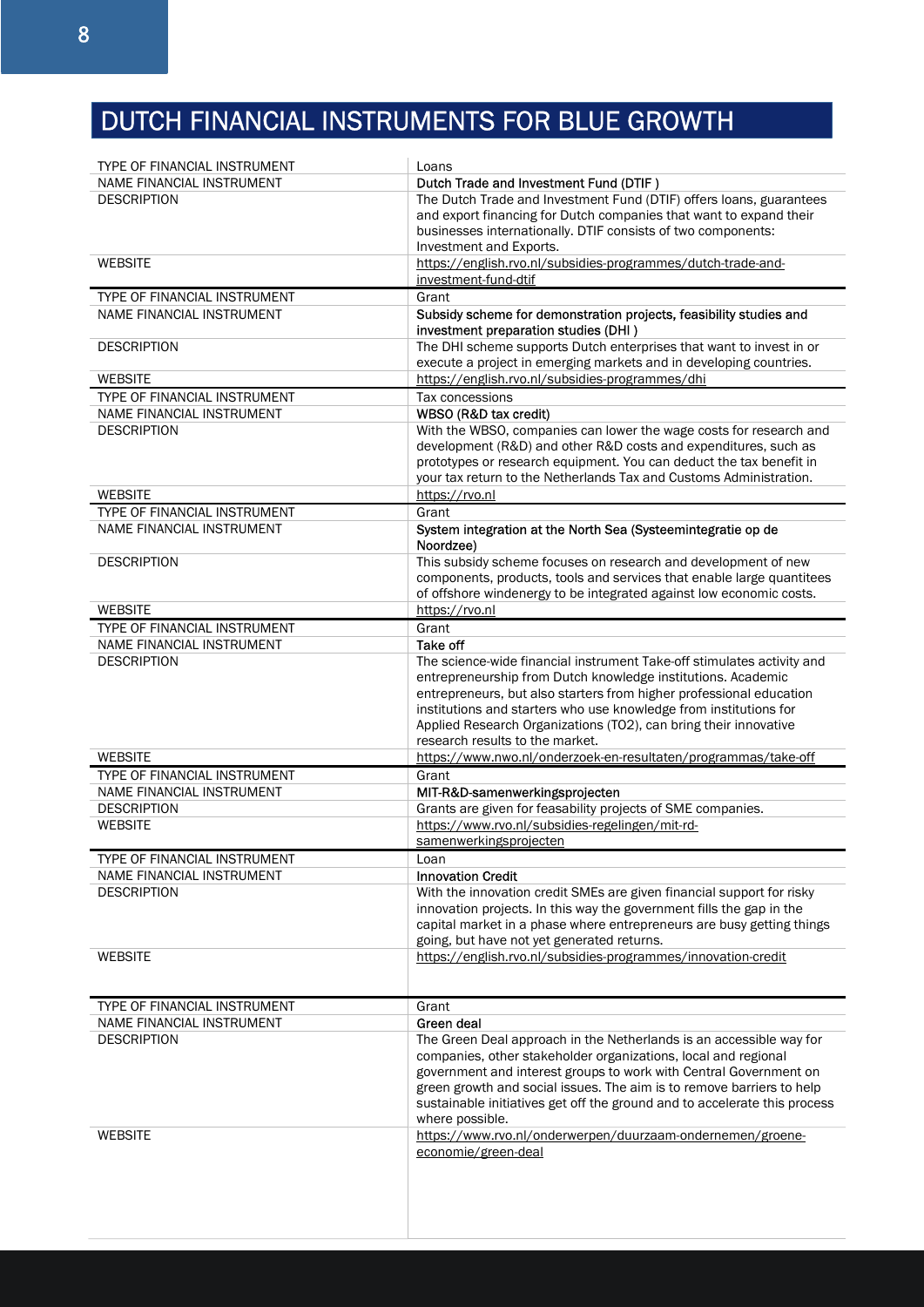# DUTCH FINANCIAL INSTRUMENTS FOR BLUE GROWTH

| | |
|---|---|
| TYPE OF FINANCIAL INSTRUMENT | Loans |
| NAME FINANCIAL INSTRUMENT | **Dutch Trade and Investment Fund (DTIF )** |
| DESCRIPTION | The Dutch Trade and Investment Fund (DTIF) offers loans, guarantees and export financing for Dutch companies that want to expand their businesses internationally. DTIF consists of two components: Investment and Exports. |
| WEBSITE | https://english.rvo.nl/subsidies-programmes/dutch-trade-and-investment-fund-dtif |
| TYPE OF FINANCIAL INSTRUMENT | Grant |
| NAME FINANCIAL INSTRUMENT | **Subsidy scheme for demonstration projects, feasibility studies and investment preparation studies (DHI )** |
| DESCRIPTION | The DHI scheme supports Dutch enterprises that want to invest in or execute a project in emerging markets and in developing countries. |
| WEBSITE | https://english.rvo.nl/subsidies-programmes/dhi |
| TYPE OF FINANCIAL INSTRUMENT | Tax concessions |
| NAME FINANCIAL INSTRUMENT | **WBSO (R&D tax credit)** |
| DESCRIPTION | With the WBSO, companies can lower the wage costs for research and development (R&D) and other R&D costs and expenditures, such as prototypes or research equipment. You can deduct the tax benefit in your tax return to the Netherlands Tax and Customs Administration. |
| WEBSITE | https://rvo.nl |
| TYPE OF FINANCIAL INSTRUMENT | Grant |
| NAME FINANCIAL INSTRUMENT | **System integration at the North Sea (Systeemintegratie op de Noordzee)** |
| DESCRIPTION | This subsidy scheme focuses on research and development of new components, products, tools and services that enable large quantitees of offshore windenergy to be integrated against low economic costs. |
| WEBSITE | https://rvo.nl |
| TYPE OF FINANCIAL INSTRUMENT | Grant |
| NAME FINANCIAL INSTRUMENT | **Take off** |
| DESCRIPTION | The science-wide financial instrument Take-off stimulates activity and entrepreneurship from Dutch knowledge institutions. Academic entrepreneurs, but also starters from higher professional education institutions and starters who use knowledge from institutions for Applied Research Organizations (TO2), can bring their innovative research results to the market. |
| WEBSITE | https://www.nwo.nl/onderzoek-en-resultaten/programmas/take-off |
| TYPE OF FINANCIAL INSTRUMENT | Grant |
| NAME FINANCIAL INSTRUMENT | **MIT-R&D-samenwerkingsprojecten** |
| DESCRIPTION | Grants are given for feasability projects of SME companies. |
| WEBSITE | https://www.rvo.nl/subsidies-regelingen/mit-rd-samenwerkingsprojecten |
| TYPE OF FINANCIAL INSTRUMENT | Loan |
| NAME FINANCIAL INSTRUMENT | **Innovation Credit** |
| DESCRIPTION | With the innovation credit SMEs are given financial support for risky innovation projects. In this way the government fills the gap in the capital market in a phase where entrepreneurs are busy getting things going, but have not yet generated returns. |
| WEBSITE | https://english.rvo.nl/subsidies-programmes/innovation-credit |
| TYPE OF FINANCIAL INSTRUMENT | Grant |
| NAME FINANCIAL INSTRUMENT | **Green deal** |
| DESCRIPTION | The Green Deal approach in the Netherlands is an accessible way for companies, other stakeholder organizations, local and regional government and interest groups to work with Central Government on green growth and social issues. The aim is to remove barriers to help sustainable initiatives get off the ground and to accelerate this process where possible. |
| WEBSITE | https://www.rvo.nl/onderwerpen/duurzaam-ondernemen/groene-economie/green-deal |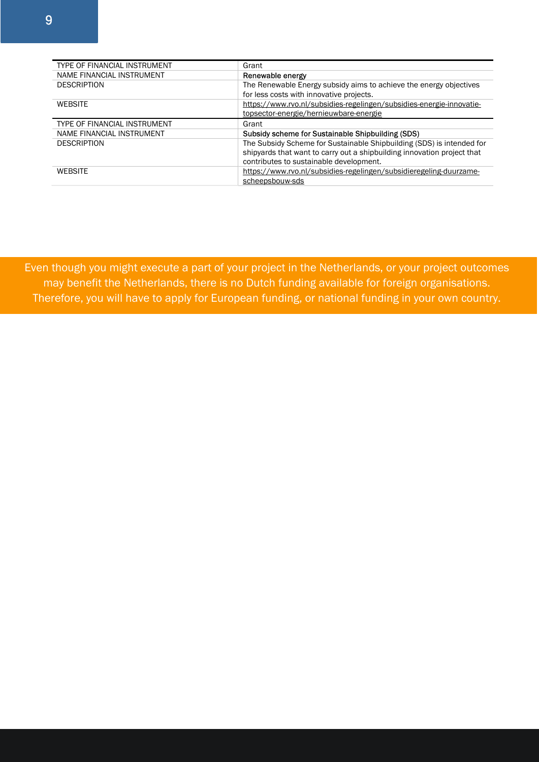| | |
|---|---|
| TYPE OF FINANCIAL INSTRUMENT | Grant |
| NAME FINANCIAL INSTRUMENT | **Renewable energy** |
| DESCRIPTION | The Renewable Energy subsidy aims to achieve the energy objectives for less costs with innovative projects. |
| WEBSITE | https://www.rvo.nl/subsidies-regelingen/subsidies-energie-innovatie-topsector-energie/hernieuwbare-energie |

| | |
|---|---|
| TYPE OF FINANCIAL INSTRUMENT | Grant |
| NAME FINANCIAL INSTRUMENT | **Subsidy scheme for Sustainable Shipbuilding (SDS)** |
| DESCRIPTION | The Subsidy Scheme for Sustainable Shipbuilding (SDS) is intended for shipyards that want to carry out a shipbuilding innovation project that contributes to sustainable development. |
| WEBSITE | https://www.rvo.nl/subsidies-regelingen/subsidieregeling-duurzame-scheepsbouw-sds |

Even though you might execute a part of your project in the Netherlands, or your project outcomes may benefit the Netherlands, there is no Dutch funding available for foreign organisations. Therefore, you will have to apply for European funding, or national funding in your own country.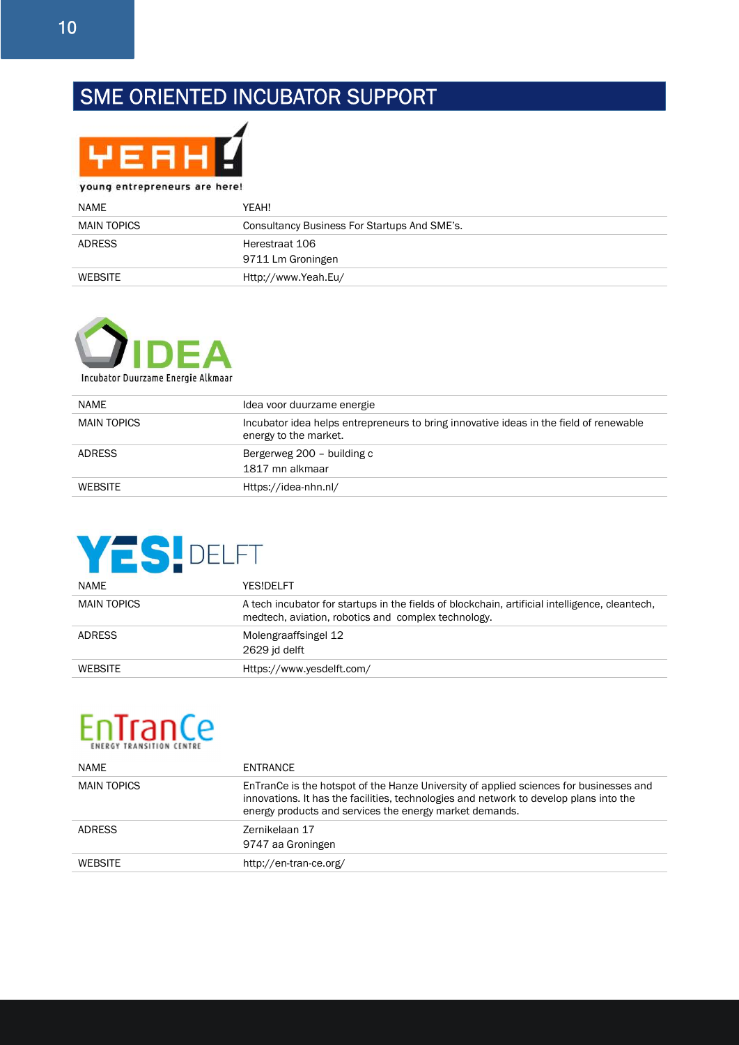# SME ORIENTED INCUBATOR SUPPORT

| | |
|---|---|
| NAME | YEAH! |
| MAIN TOPICS | Consultancy Business For Startups And SME's. |
| ADRESS | Herestraat 106<br>9711 Lm Groningen |
| WEBSITE | Http://www.Yeah.Eu/ |

| | |
|---|---|
| NAME | Idea voor duurzame energie |
| MAIN TOPICS | Incubator idea helps entrepreneurs to bring innovative ideas in the field of renewable energy to the market. |
| ADRESS | Bergerweg 200 – building c<br>1817 mn alkmaar |
| WEBSITE | Https://idea-nhn.nl/ |

| | |
|---|---|
| NAME | YES!DELFT |
| MAIN TOPICS | A tech incubator for startups in the fields of blockchain, artificial intelligence, cleantech, medtech, aviation, robotics and complex technology. |
| ADRESS | Molengraaffsingel 12<br>2629 jd delft |
| WEBSITE | Https://www.yesdelft.com/ |

| | |
|---|---|
| NAME | ENTRANCE |
| MAIN TOPICS | EnTranCe is the hotspot of the Hanze University of applied sciences for businesses and innovations. It has the facilities, technologies and network to develop plans into the energy products and services the energy market demands. |
| ADRESS | Zernikelaan 17<br>9747 aa Groningen |
| WEBSITE | http://en-tran-ce.org/ |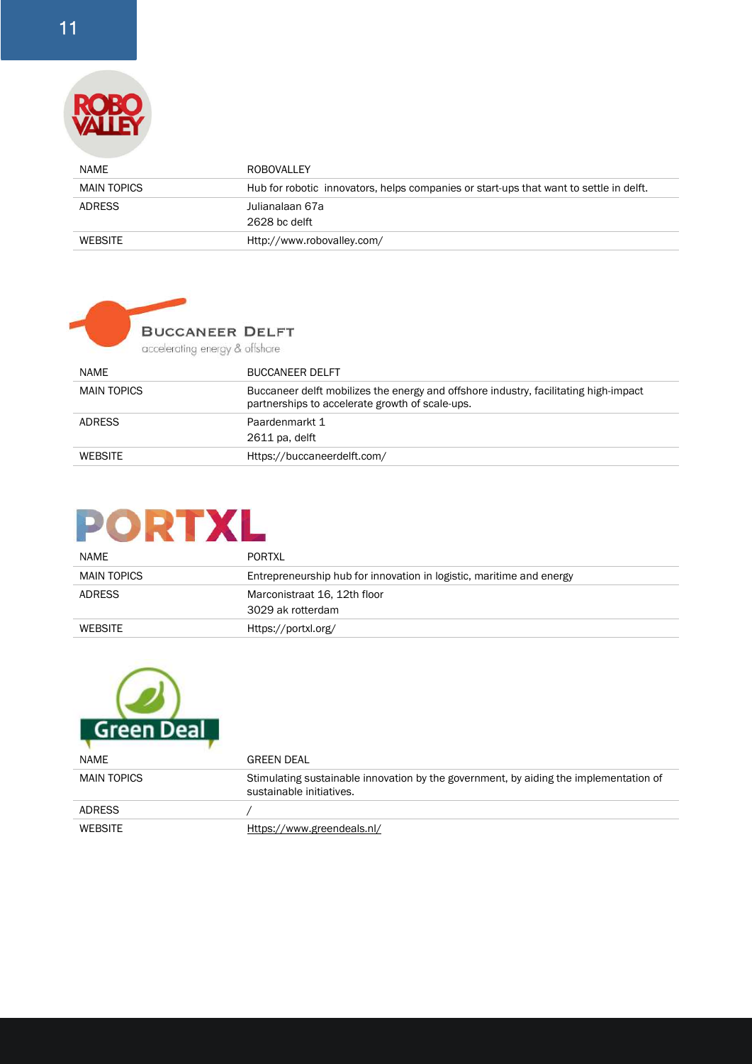| | |
|---|---|
| NAME | ROBOVALLEY |
| MAIN TOPICS | Hub for robotic innovators, helps companies or start-ups that want to settle in delft. |
| ADRESS | Julianalaan 67a<br>2628 bc delft |
| WEBSITE | Http://www.robovalley.com/ |

| | |
|---|---|
| NAME | BUCCANEER DELFT |
| MAIN TOPICS | Buccaneer delft mobilizes the energy and offshore industry, facilitating high-impact partnerships to accelerate growth of scale-ups. |
| ADRESS | Paardenmarkt 1<br>2611 pa, delft |
| WEBSITE | Https://buccaneerdelft.com/ |

| | |
|---|---|
| NAME | PORTXL |
| MAIN TOPICS | Entrepreneurship hub for innovation in logistic, maritime and energy |
| ADRESS | Marconistraat 16, 12th floor<br>3029 ak rotterdam |
| WEBSITE | Https://portxl.org/ |

| | |
|---|---|
| NAME | GREEN DEAL |
| MAIN TOPICS | Stimulating sustainable innovation by the government, by aiding the implementation of sustainable initiatives. |
| ADRESS | / |
| WEBSITE | Https://www.greendeals.nl/ |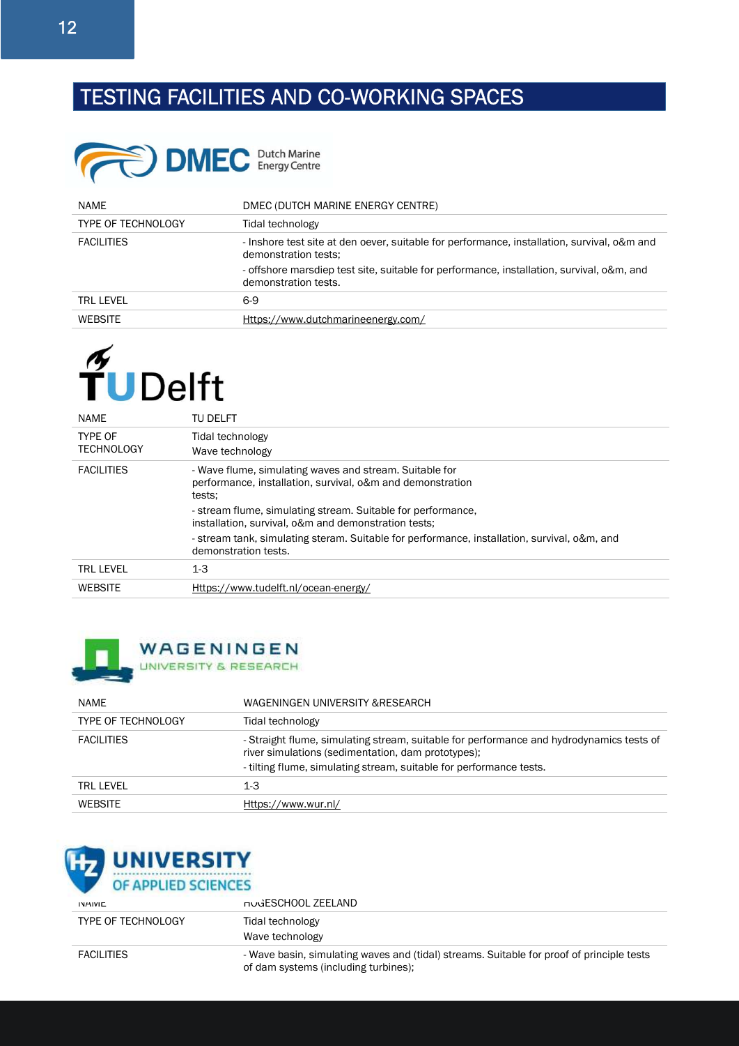# TESTING FACILITIES AND CO-WORKING SPACES

DMEC Dutch Marine Energy Centre

| | |
|---|---|
| NAME | DMEC (DUTCH MARINE ENERGY CENTRE) |
| TYPE OF TECHNOLOGY | Tidal technology |
| FACILITIES | - Inshore test site at den oever, suitable for performance, installation, survival, o&m and demonstration tests;<br>- offshore marsdiep test site, suitable for performance, installation, survival, o&m, and demonstration tests. |
| TRL LEVEL | 6-9 |
| WEBSITE | Https://www.dutchmarineenergy.com/ |

TU Delft

| | |
|---|---|
| NAME | TU DELFT |
| TYPE OF TECHNOLOGY | Tidal technology<br>Wave technology |
| FACILITIES | - Wave flume, simulating waves and stream. Suitable for performance, installation, survival, o&m and demonstration tests;<br>- stream flume, simulating stream. Suitable for performance, installation, survival, o&m and demonstration tests;<br>- stream tank, simulating steram. Suitable for performance, installation, survival, o&m, and demonstration tests. |
| TRL LEVEL | 1-3 |
| WEBSITE | Https://www.tudelft.nl/ocean-energy/ |

WAGENINGEN UNIVERSITY & RESEARCH

| | |
|---|---|
| NAME | WAGENINGEN UNIVERSITY &RESEARCH |
| TYPE OF TECHNOLOGY | Tidal technology |
| FACILITIES | - Straight flume, simulating stream, suitable for performance and hydrodynamics tests of river simulations (sedimentation, dam prototypes);<br>- tilting flume, simulating stream, suitable for performance tests. |
| TRL LEVEL | 1-3 |
| WEBSITE | Https://www.wur.nl/ |

HZ UNIVERSITY OF APPLIED SCIENCES

| | |
|---|---|
| NAME | HOGESCHOOL ZEELAND |
| TYPE OF TECHNOLOGY | Tidal technology<br>Wave technology |
| FACILITIES | - Wave basin, simulating waves and (tidal) streams. Suitable for proof of principle tests of dam systems (including turbines); |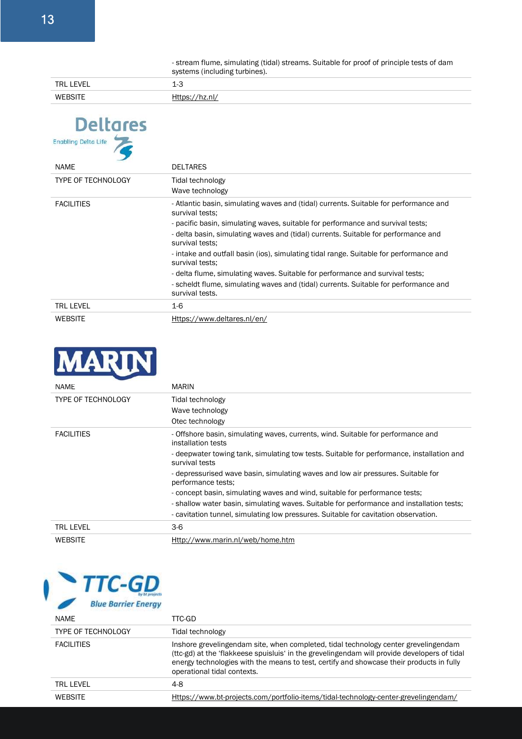| | |
|---|---|
| | - stream flume, simulating (tidal) streams. Suitable for proof of principle tests of dam systems (including turbines). |
| TRL LEVEL | 1-3 |
| WEBSITE | Https://hz.nl/ |

Deltares

Enabling Delta Life

| | |
|---|---|
| NAME | DELTARES |
| TYPE OF TECHNOLOGY | Tidal technology<br>Wave technology |
| FACILITIES | - Atlantic basin, simulating waves and (tidal) currents. Suitable for performance and survival tests;<br>- pacific basin, simulating waves, suitable for performance and survival tests;<br>- delta basin, simulating waves and (tidal) currents. Suitable for performance and survival tests;<br>- intake and outfall basin (ios), simulating tidal range. Suitable for performance and survival tests;<br>- delta flume, simulating waves. Suitable for performance and survival tests;<br>- scheldt flume, simulating waves and (tidal) currents. Suitable for performance and survival tests. |
| TRL LEVEL | 1-6 |
| WEBSITE | Https://www.deltares.nl/en/ |

MARIN

| | |
|---|---|
| NAME | MARIN |
| TYPE OF TECHNOLOGY | Tidal technology<br>Wave technology<br>Otec technology |
| FACILITIES | - Offshore basin, simulating waves, currents, wind. Suitable for performance and installation tests<br>- deepwater towing tank, simulating tow tests. Suitable for performance, installation and survival tests<br>- depressurised wave basin, simulating waves and low air pressures. Suitable for performance tests;<br>- concept basin, simulating waves and wind, suitable for performance tests;<br>- shallow water basin, simulating waves. Suitable for performance and installation tests;<br>- cavitation tunnel, simulating low pressures. Suitable for cavitation observation. |
| TRL LEVEL | 3-6 |
| WEBSITE | Http://www.marin.nl/web/home.htm |

TTC-GD

by bt projects

Blue Barrier Energy

| | |
|---|---|
| NAME | TTC-GD |
| TYPE OF TECHNOLOGY | Tidal technology |
| FACILITIES | Inshore grevelingendam site, when completed, tidal technology center grevelingendam (ttc-gd) at the 'flakkeese spuisluis' in the grevelingendam will provide developers of tidal energy technologies with the means to test, certify and showcase their products in fully operational tidal contexts. |
| TRL LEVEL | 4-8 |
| WEBSITE | Https://www.bt-projects.com/portfolio-items/tidal-technology-center-grevelingendam/ |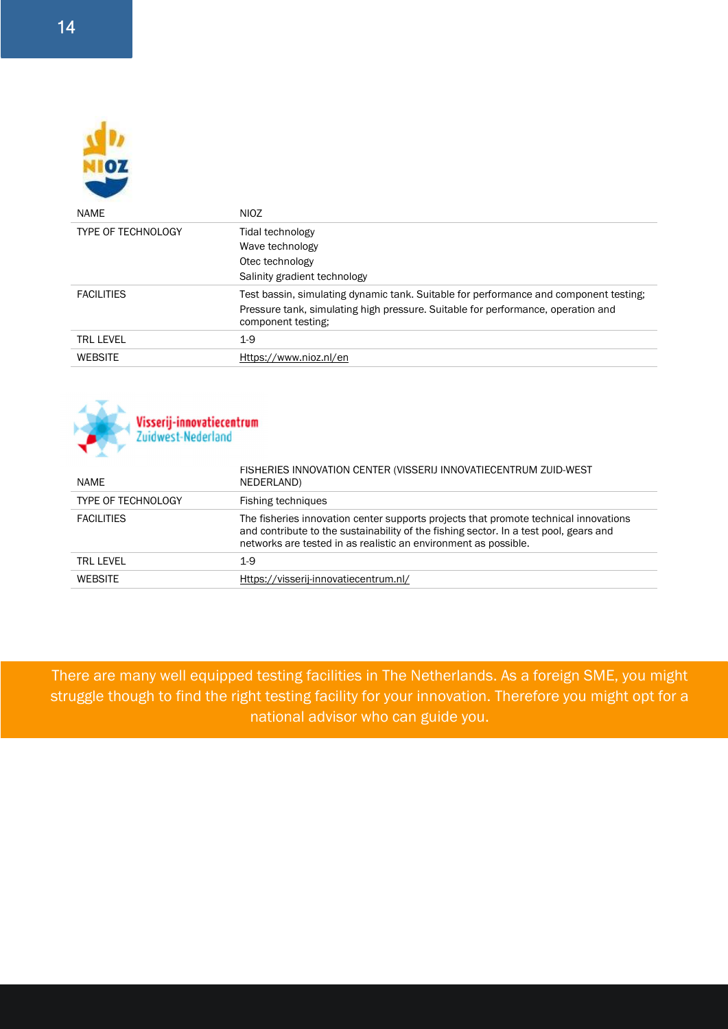| | |
|---|---|
| NAME | NIOZ |
| TYPE OF TECHNOLOGY | Tidal technology<br>Wave technology<br>Otec technology<br>Salinity gradient technology |
| FACILITIES | Test bassin, simulating dynamic tank. Suitable for performance and component testing;<br>Pressure tank, simulating high pressure. Suitable for performance, operation and component testing; |
| TRL LEVEL | 1-9 |
| WEBSITE | Https://www.nioz.nl/en |

| | |
|---|---|
| NAME | FISHERIES INNOVATION CENTER (VISSERIJ INNOVATIECENTRUM ZUID-WEST NEDERLAND) |
| TYPE OF TECHNOLOGY | Fishing techniques |
| FACILITIES | The fisheries innovation center supports projects that promote technical innovations and contribute to the sustainability of the fishing sector. In a test pool, gears and networks are tested in as realistic an environment as possible. |
| TRL LEVEL | 1-9 |
| WEBSITE | Https://visserij-innovatiecentrum.nl/ |

There are many well equipped testing facilities in The Netherlands. As a foreign SME, you might struggle though to find the right testing facility for your innovation. Therefore you might opt for a national advisor who can guide you.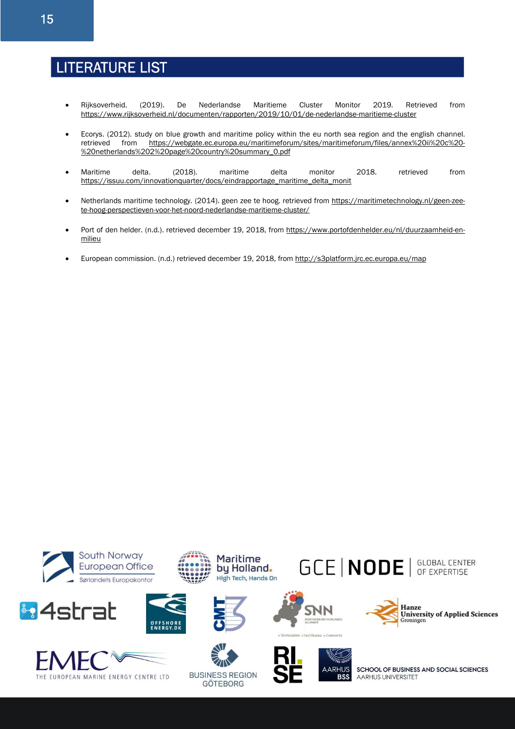# LITERATURE LIST

- Rijksoverheid. (2019). De Nederlandse Maritieme Cluster Monitor 2019. Retrieved from https://www.rijksoverheid.nl/documenten/rapporten/2019/10/01/de-nederlandse-maritieme-cluster
- Ecorys. (2012). study on blue growth and maritime policy within the eu north sea region and the english channel. retrieved from https://webgate.ec.europa.eu/maritimeforum/sites/maritimeforum/files/annex%20ii%20c%20-%20netherlands%202%20page%20country%20summary_0.pdf
- Maritime delta. (2018). maritime delta monitor 2018. retrieved from https://issuu.com/innovationquarter/docs/eindrapportage_maritime_delta_monit
- Netherlands maritime technology. (2014). geen zee te hoog. retrieved from https://maritimetechnology.nl/geen-zee-te-hoog-perspectieven-voor-het-noord-nederlandse-maritieme-cluster/
- Port of den helder. (n.d.). retrieved december 19, 2018, from https://www.portofdenhelder.eu/nl/duurzaamheid-en-milieu
- European commission. (n.d.) retrieved december 19, 2018, from http://s3platform.jrc.ec.europa.eu/map